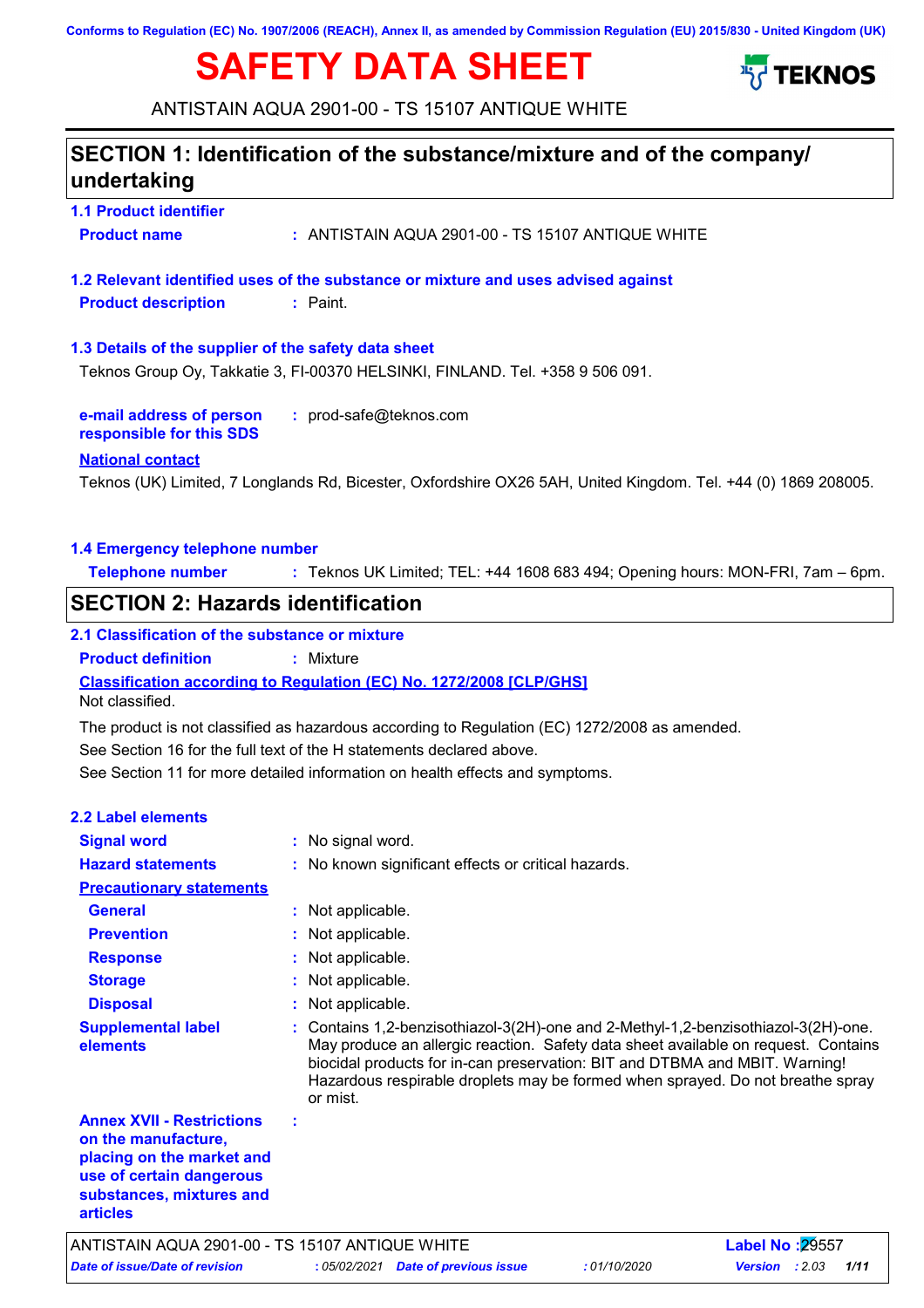Conforms to Regulation (EC) No. 1907/2006 (REACH), Annex II, as amended by Commission Regulation (EU) 2015/830 - United Kingdom (UK)

# SAFETY DATA SHEET

ANTISTAIN AQUA 2901-00 - TS 15107 ANTIQUE WHITE

## SECTION 1: Identification of the substance/mixture and of the company/undertaking

### 1.1 Product identifier

**Product name** : ANTISTAIN AQUA 2901-00 - TS 15107 ANTIQUE WHITE

### 1.2 Relevant identified uses of the substance or mixture and uses advised against

**Product description** : Paint.

### 1.3 Details of the supplier of the safety data sheet

Teknos Group Oy, Takkatie 3, FI-00370 HELSINKI, FINLAND. Tel. +358 9 506 091.

**e-mail address of person responsible for this SDS** : prod-safe@teknos.com

**National contact**

Teknos (UK) Limited, 7 Longlands Rd, Bicester, Oxfordshire OX26 5AH, United Kingdom. Tel. +44 (0) 1869 208005.

### 1.4 Emergency telephone number

**Telephone number** : Teknos UK Limited; TEL: +44 1608 683 494; Opening hours: MON-FRI, 7am – 6pm.

## SECTION 2: Hazards identification

### 2.1 Classification of the substance or mixture

**Product definition** : Mixture

**Classification according to Regulation (EC) No. 1272/2008 [CLP/GHS]**

Not classified.

The product is not classified as hazardous according to Regulation (EC) 1272/2008 as amended.

See Section 16 for the full text of the H statements declared above.

See Section 11 for more detailed information on health effects and symptoms.

### 2.2 Label elements

**Signal word** : No signal word.

**Hazard statements** : No known significant effects or critical hazards.

**Precautionary statements**

**General** : Not applicable.

**Prevention** : Not applicable.

**Response** : Not applicable.

**Storage** : Not applicable.

**Disposal** : Not applicable.

**Supplemental label elements** : Contains 1,2-benzisothiazol-3(2H)-one and 2-Methyl-1,2-benzisothiazol-3(2H)-one. May produce an allergic reaction. Safety data sheet available on request. Contains biocidal products for in-can preservation: BIT and DTBMA and MBIT. Warning! Hazardous respirable droplets may be formed when sprayed. Do not breathe spray or mist.

**Annex XVII - Restrictions on the manufacture, placing on the market and use of certain dangerous substances, mixtures and articles** :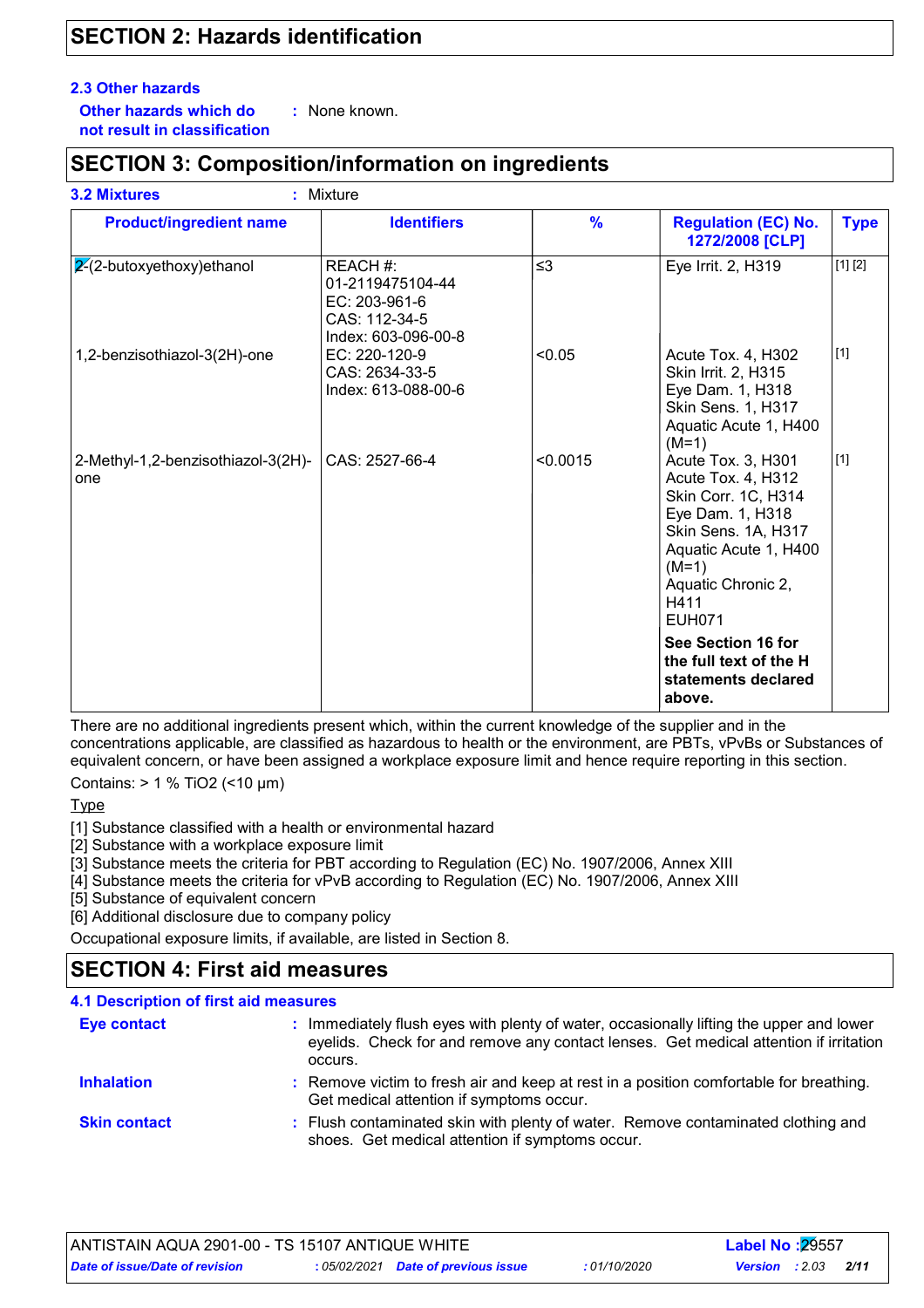## SECTION 2: Hazards identification

### 2.3 Other hazards

**Other hazards which do not result in classification** : None known.

## SECTION 3: Composition/information on ingredients

### 3.2 Mixtures : Mixture

| Product/ingredient name | Identifiers | % | Regulation (EC) No. 1272/2008 [CLP] | Type |
|---|---|---|---|---|
| 2-(2-butoxyethoxy)ethanol | REACH #: 01-2119475104-44<br>EC: 203-961-6<br>CAS: 112-34-5<br>Index: 603-096-00-8 | ≤3 | Eye Irrit. 2, H319 | [1] [2] |
| 1,2-benzisothiazol-3(2H)-one | EC: 220-120-9<br>CAS: 2634-33-5<br>Index: 613-088-00-6 | <0.05 | Acute Tox. 4, H302<br>Skin Irrit. 2, H315<br>Eye Dam. 1, H318<br>Skin Sens. 1, H317<br>Aquatic Acute 1, H400 (M=1) | [1] |
| 2-Methyl-1,2-benzisothiazol-3(2H)-one | CAS: 2527-66-4 | <0.0015 | Acute Tox. 3, H301<br>Acute Tox. 4, H312<br>Skin Corr. 1C, H314<br>Eye Dam. 1, H318<br>Skin Sens. 1A, H317<br>Aquatic Acute 1, H400 (M=1)<br>Aquatic Chronic 2, H411<br>EUH071 | [1] |
| | | | **See Section 16 for the full text of the H statements declared above.** | |

There are no additional ingredients present which, within the current knowledge of the supplier and in the concentrations applicable, are classified as hazardous to health or the environment, are PBTs, vPvBs or Substances of equivalent concern, or have been assigned a workplace exposure limit and hence require reporting in this section.

Contains: > 1 % $TiO_2$ (<10 µm)

Type

[1] Substance classified with a health or environmental hazard
[2] Substance with a workplace exposure limit
[3] Substance meets the criteria for PBT according to Regulation (EC) No. 1907/2006, Annex XIII
[4] Substance meets the criteria for vPvB according to Regulation (EC) No. 1907/2006, Annex XIII
[5] Substance of equivalent concern
[6] Additional disclosure due to company policy

Occupational exposure limits, if available, are listed in Section 8.

## SECTION 4: First aid measures

### 4.1 Description of first aid measures

**Eye contact** : Immediately flush eyes with plenty of water, occasionally lifting the upper and lower eyelids. Check for and remove any contact lenses. Get medical attention if irritation occurs.

**Inhalation** : Remove victim to fresh air and keep at rest in a position comfortable for breathing. Get medical attention if symptoms occur.

**Skin contact** : Flush contaminated skin with plenty of water. Remove contaminated clothing and shoes. Get medical attention if symptoms occur.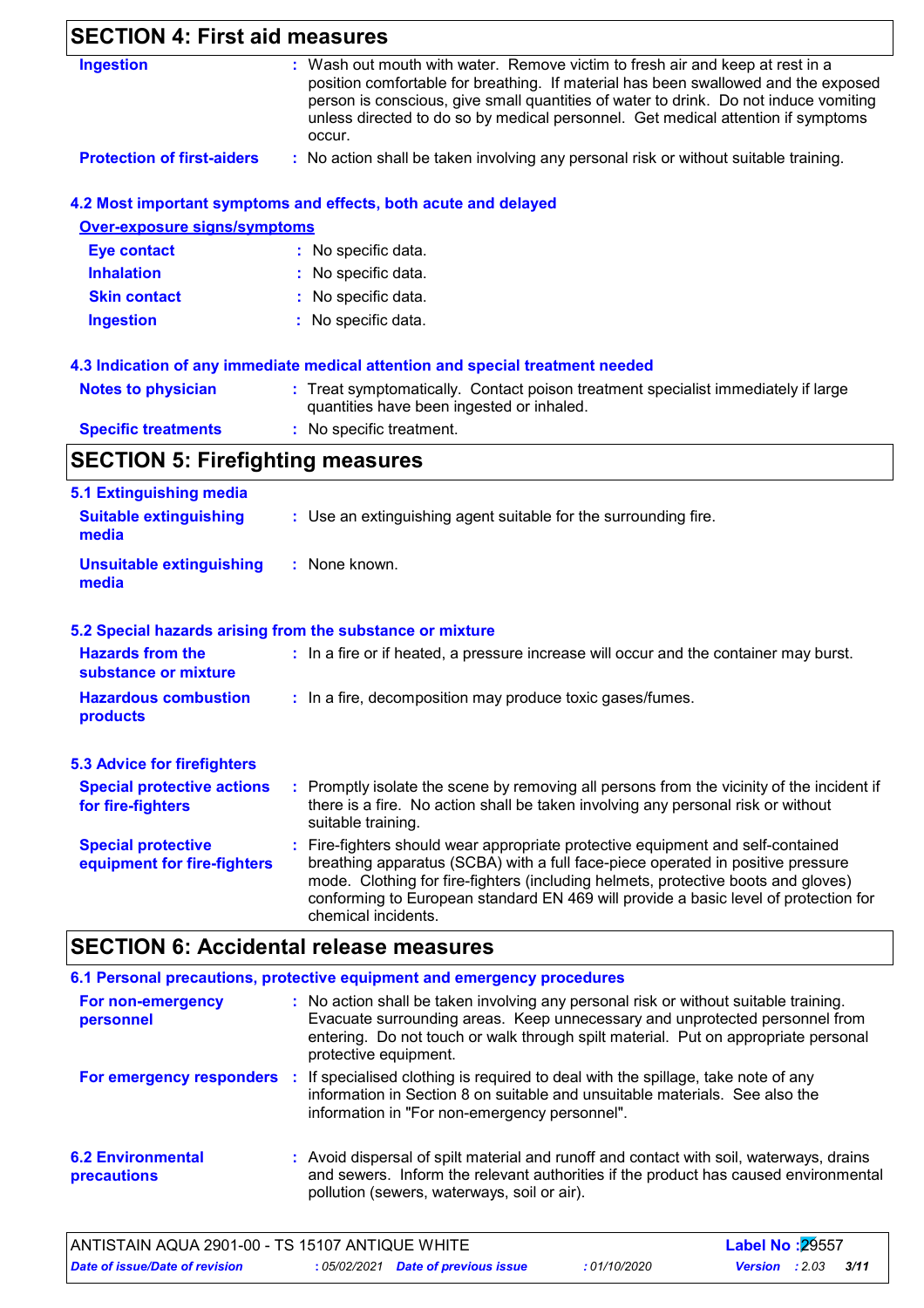## SECTION 4: First aid measures

| | |
|---|---|
| **Ingestion** | Wash out mouth with water. Remove victim to fresh air and keep at rest in a position comfortable for breathing. If material has been swallowed and the exposed person is conscious, give small quantities of water to drink. Do not induce vomiting unless directed to do so by medical personnel. Get medical attention if symptoms occur. |
| **Protection of first-aiders** | No action shall be taken involving any personal risk or without suitable training. |

### 4.2 Most important symptoms and effects, both acute and delayed

**Over-exposure signs/symptoms**

| | |
|---|---|
| **Eye contact** | No specific data. |
| **Inhalation** | No specific data. |
| **Skin contact** | No specific data. |
| **Ingestion** | No specific data. |

### 4.3 Indication of any immediate medical attention and special treatment needed

| | |
|---|---|
| **Notes to physician** | Treat symptomatically. Contact poison treatment specialist immediately if large quantities have been ingested or inhaled. |
| **Specific treatments** | No specific treatment. |

## SECTION 5: Firefighting measures

### 5.1 Extinguishing media

| | |
|---|---|
| **Suitable extinguishing media** | Use an extinguishing agent suitable for the surrounding fire. |
| **Unsuitable extinguishing media** | None known. |

### 5.2 Special hazards arising from the substance or mixture

| | |
|---|---|
| **Hazards from the substance or mixture** | In a fire or if heated, a pressure increase will occur and the container may burst. |
| **Hazardous combustion products** | In a fire, decomposition may produce toxic gases/fumes. |

### 5.3 Advice for firefighters

| | |
|---|---|
| **Special protective actions for fire-fighters** | Promptly isolate the scene by removing all persons from the vicinity of the incident if there is a fire. No action shall be taken involving any personal risk or without suitable training. |
| **Special protective equipment for fire-fighters** | Fire-fighters should wear appropriate protective equipment and self-contained breathing apparatus (SCBA) with a full face-piece operated in positive pressure mode. Clothing for fire-fighters (including helmets, protective boots and gloves) conforming to European standard EN 469 will provide a basic level of protection for chemical incidents. |

## SECTION 6: Accidental release measures

### 6.1 Personal precautions, protective equipment and emergency procedures

| | |
|---|---|
| **For non-emergency personnel** | No action shall be taken involving any personal risk or without suitable training. Evacuate surrounding areas. Keep unnecessary and unprotected personnel from entering. Do not touch or walk through spilt material. Put on appropriate personal protective equipment. |
| **For emergency responders** | If specialised clothing is required to deal with the spillage, take note of any information in Section 8 on suitable and unsuitable materials. See also the information in "For non-emergency personnel". |

| | |
|---|---|
| **6.2 Environmental precautions** | Avoid dispersal of spilt material and runoff and contact with soil, waterways, drains and sewers. Inform the relevant authorities if the product has caused environmental pollution (sewers, waterways, soil or air). |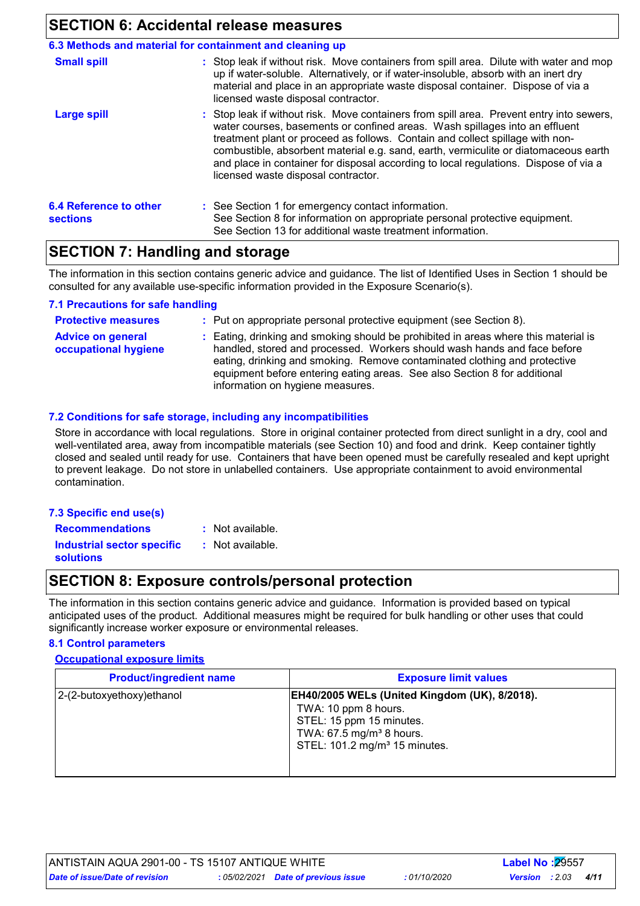## SECTION 6: Accidental release measures

### 6.3 Methods and material for containment and cleaning up

**Small spill** : Stop leak if without risk. Move containers from spill area. Dilute with water and mop up if water-soluble. Alternatively, or if water-insoluble, absorb with an inert dry material and place in an appropriate waste disposal container. Dispose of via a licensed waste disposal contractor.

**Large spill** : Stop leak if without risk. Move containers from spill area. Prevent entry into sewers, water courses, basements or confined areas. Wash spillages into an effluent treatment plant or proceed as follows. Contain and collect spillage with non-combustible, absorbent material e.g. sand, earth, vermiculite or diatomaceous earth and place in container for disposal according to local regulations. Dispose of via a licensed waste disposal contractor.

### 6.4 Reference to other sections

: See Section 1 for emergency contact information.
See Section 8 for information on appropriate personal protective equipment.
See Section 13 for additional waste treatment information.

## SECTION 7: Handling and storage

The information in this section contains generic advice and guidance. The list of Identified Uses in Section 1 should be consulted for any available use-specific information provided in the Exposure Scenario(s).

### 7.1 Precautions for safe handling

**Protective measures** : Put on appropriate personal protective equipment (see Section 8).

**Advice on general occupational hygiene** : Eating, drinking and smoking should be prohibited in areas where this material is handled, stored and processed. Workers should wash hands and face before eating, drinking and smoking. Remove contaminated clothing and protective equipment before entering eating areas. See also Section 8 for additional information on hygiene measures.

### 7.2 Conditions for safe storage, including any incompatibilities

Store in accordance with local regulations. Store in original container protected from direct sunlight in a dry, cool and well-ventilated area, away from incompatible materials (see Section 10) and food and drink. Keep container tightly closed and sealed until ready for use. Containers that have been opened must be carefully resealed and kept upright to prevent leakage. Do not store in unlabelled containers. Use appropriate containment to avoid environmental contamination.

### 7.3 Specific end use(s)

**Recommendations** : Not available.

**Industrial sector specific solutions** : Not available.

## SECTION 8: Exposure controls/personal protection

The information in this section contains generic advice and guidance. Information is provided based on typical anticipated uses of the product. Additional measures might be required for bulk handling or other uses that could significantly increase worker exposure or environmental releases.

### 8.1 Control parameters

**Occupational exposure limits**

| Product/ingredient name | Exposure limit values |
| --- | --- |
| 2-(2-butoxyethoxy)ethanol | **EH40/2005 WELs (United Kingdom (UK), 8/2018).**<br>TWA: 10 ppm 8 hours.<br>STEL: 15 ppm 15 minutes.<br>TWA: 67.5 mg/m³ 8 hours.<br>STEL: 101.2 mg/m³ 15 minutes. |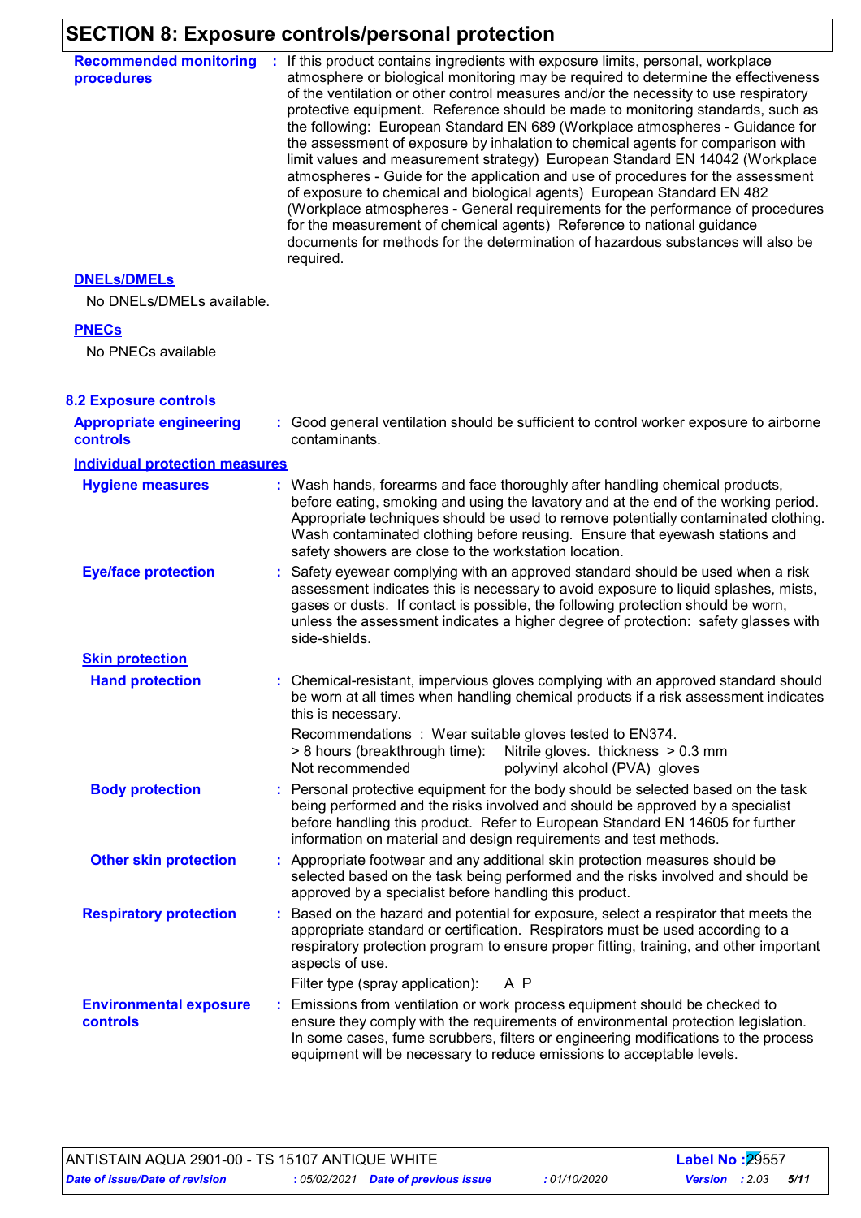# SECTION 8: Exposure controls/personal protection

**Recommended monitoring procedures** : If this product contains ingredients with exposure limits, personal, workplace atmosphere or biological monitoring may be required to determine the effectiveness of the ventilation or other control measures and/or the necessity to use respiratory protective equipment. Reference should be made to monitoring standards, such as the following: European Standard EN 689 (Workplace atmospheres - Guidance for the assessment of exposure by inhalation to chemical agents for comparison with limit values and measurement strategy) European Standard EN 14042 (Workplace atmospheres - Guide for the application and use of procedures for the assessment of exposure to chemical and biological agents) European Standard EN 482 (Workplace atmospheres - General requirements for the performance of procedures for the measurement of chemical agents) Reference to national guidance documents for methods for the determination of hazardous substances will also be required.

**DNELs/DMELs**

No DNELs/DMELs available.

**PNECs**

No PNECs available

## 8.2 Exposure controls

**Appropriate engineering controls** : Good general ventilation should be sufficient to control worker exposure to airborne contaminants.

**Individual protection measures**

**Hygiene measures** : Wash hands, forearms and face thoroughly after handling chemical products, before eating, smoking and using the lavatory and at the end of the working period. Appropriate techniques should be used to remove potentially contaminated clothing. Wash contaminated clothing before reusing. Ensure that eyewash stations and safety showers are close to the workstation location.

**Eye/face protection** : Safety eyewear complying with an approved standard should be used when a risk assessment indicates this is necessary to avoid exposure to liquid splashes, mists, gases or dusts. If contact is possible, the following protection should be worn, unless the assessment indicates a higher degree of protection: safety glasses with side-shields.

**Skin protection**

**Hand protection** : Chemical-resistant, impervious gloves complying with an approved standard should be worn at all times when handling chemical products if a risk assessment indicates this is necessary.

Recommendations : Wear suitable gloves tested to EN374.

| | |
|---|---|
| > 8 hours (breakthrough time): | Nitrile gloves. thickness > 0.3 mm |
| Not recommended | polyvinyl alcohol (PVA) gloves |

**Body protection** : Personal protective equipment for the body should be selected based on the task being performed and the risks involved and should be approved by a specialist before handling this product. Refer to European Standard EN 14605 for further information on material and design requirements and test methods.

**Other skin protection** : Appropriate footwear and any additional skin protection measures should be selected based on the task being performed and the risks involved and should be approved by a specialist before handling this product.

**Respiratory protection** : Based on the hazard and potential for exposure, select a respirator that meets the appropriate standard or certification. Respirators must be used according to a respiratory protection program to ensure proper fitting, training, and other important aspects of use.

Filter type (spray application): A P

**Environmental exposure controls** : Emissions from ventilation or work process equipment should be checked to ensure they comply with the requirements of environmental protection legislation. In some cases, fume scrubbers, filters or engineering modifications to the process equipment will be necessary to reduce emissions to acceptable levels.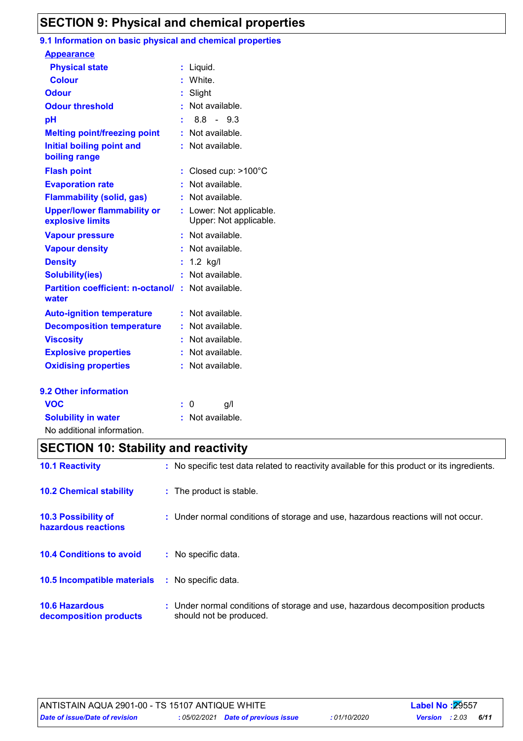## SECTION 9: Physical and chemical properties

### 9.1 Information on basic physical and chemical properties

**Appearance**

| Property | Value |
|---|---|
| **Physical state** | Liquid. |
| **Colour** | White. |
| **Odour** | Slight |
| **Odour threshold** | Not available. |
| **pH** | 8.8 - 9.3 |
| **Melting point/freezing point** | Not available. |
| **Initial boiling point and boiling range** | Not available. |
| **Flash point** | Closed cup: >100°C |
| **Evaporation rate** | Not available. |
| **Flammability (solid, gas)** | Not available. |
| **Upper/lower flammability or explosive limits** | Lower: Not applicable.<br>Upper: Not applicable. |
| **Vapour pressure** | Not available. |
| **Vapour density** | Not available. |
| **Density** | 1.2 kg/l |
| **Solubility(ies)** | Not available. |
| **Partition coefficient: n-octanol/ water** | Not available. |
| **Auto-ignition temperature** | Not available. |
| **Decomposition temperature** | Not available. |
| **Viscosity** | Not available. |
| **Explosive properties** | Not available. |
| **Oxidising properties** | Not available. |

### 9.2 Other information

| Property | Value |
|---|---|
| **VOC** | 0 g/l |
| **Solubility in water** | Not available. |

No additional information.

## SECTION 10: Stability and reactivity

| | |
|---|---|
| **10.1 Reactivity** | No specific test data related to reactivity available for this product or its ingredients. |
| **10.2 Chemical stability** | The product is stable. |
| **10.3 Possibility of hazardous reactions** | Under normal conditions of storage and use, hazardous reactions will not occur. |
| **10.4 Conditions to avoid** | No specific data. |
| **10.5 Incompatible materials** | No specific data. |
| **10.6 Hazardous decomposition products** | Under normal conditions of storage and use, hazardous decomposition products should not be produced. |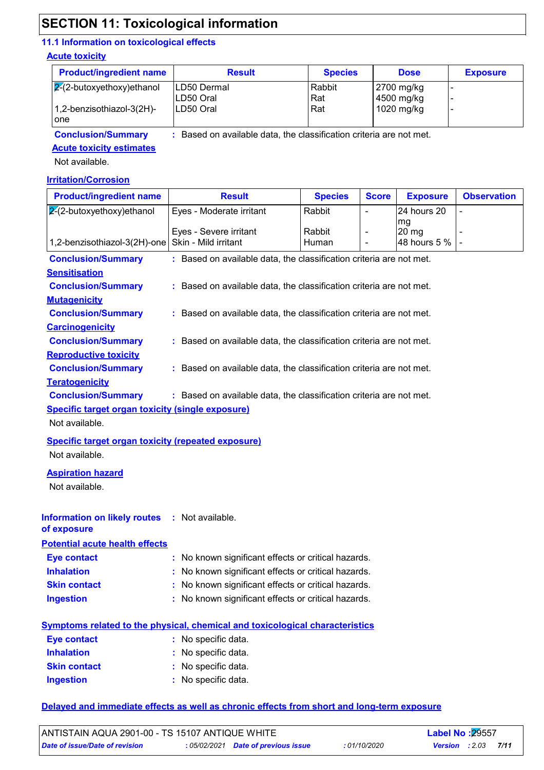# SECTION 11: Toxicological information

## 11.1 Information on toxicological effects

### Acute toxicity

| Product/ingredient name | Result | Species | Dose | Exposure |
|---|---|---|---|---|
| 2-(2-butoxyethoxy)ethanol | LD50 Dermal | Rabbit | 2700 mg/kg | - |
| | LD50 Oral | Rat | 4500 mg/kg | - |
| 1,2-benzisothiazol-3(2H)-one | LD50 Oral | Rat | 1020 mg/kg | - |

**Conclusion/Summary** : Based on available data, the classification criteria are not met.

**Acute toxicity estimates**

Not available.

### Irritation/Corrosion

| Product/ingredient name | Result | Species | Score | Exposure | Observation |
|---|---|---|---|---|---|
| 2-(2-butoxyethoxy)ethanol | Eyes - Moderate irritant | Rabbit | - | 24 hours 20 mg | - |
| | Eyes - Severe irritant | Rabbit | - | 20 mg | - |
| 1,2-benzisothiazol-3(2H)-one | Skin - Mild irritant | Human | - | 48 hours 5 % | - |

**Conclusion/Summary** : Based on available data, the classification criteria are not met.

### Sensitisation

**Conclusion/Summary** : Based on available data, the classification criteria are not met.

### Mutagenicity

**Conclusion/Summary** : Based on available data, the classification criteria are not met.

### Carcinogenicity

**Conclusion/Summary** : Based on available data, the classification criteria are not met.

### Reproductive toxicity

**Conclusion/Summary** : Based on available data, the classification criteria are not met.

### Teratogenicity

**Conclusion/Summary** : Based on available data, the classification criteria are not met.

### Specific target organ toxicity (single exposure)

Not available.

### Specific target organ toxicity (repeated exposure)

Not available.

### Aspiration hazard

Not available.

**Information on likely routes of exposure** : Not available.

### Potential acute health effects

**Eye contact** : No known significant effects or critical hazards.

**Inhalation** : No known significant effects or critical hazards.

**Skin contact** : No known significant effects or critical hazards.

**Ingestion** : No known significant effects or critical hazards.

### Symptoms related to the physical, chemical and toxicological characteristics

**Eye contact** : No specific data.

**Inhalation** : No specific data.

**Skin contact** : No specific data.

**Ingestion** : No specific data.

### Delayed and immediate effects as well as chronic effects from short and long-term exposure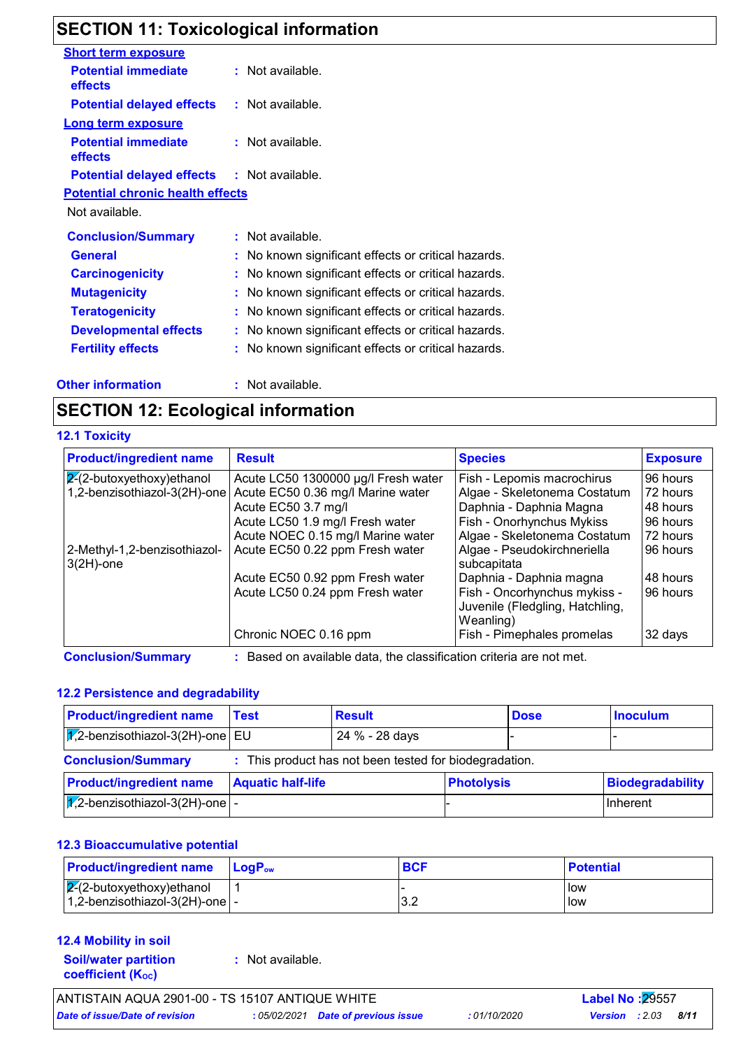## SECTION 11: Toxicological information

**Short term exposure**

**Potential immediate effects** : Not available.

**Potential delayed effects** : Not available.

**Long term exposure**

**Potential immediate effects** : Not available.

**Potential delayed effects** : Not available.

**Potential chronic health effects**

Not available.

**Conclusion/Summary** : Not available.

**General** : No known significant effects or critical hazards.

**Carcinogenicity** : No known significant effects or critical hazards.

**Mutagenicity** : No known significant effects or critical hazards.

**Teratogenicity** : No known significant effects or critical hazards.

**Developmental effects** : No known significant effects or critical hazards.

**Fertility effects** : No known significant effects or critical hazards.

**Other information** : Not available.

## SECTION 12: Ecological information

### 12.1 Toxicity

| Product/ingredient name | Result | Species | Exposure |
|---|---|---|---|
| 2-(2-butoxyethoxy)ethanol | Acute LC50 1300000 µg/l Fresh water | Fish - Lepomis macrochirus | 96 hours |
| 1,2-benzisothiazol-3(2H)-one | Acute EC50 0.36 mg/l Marine water | Algae - Skeletonema Costatum | 72 hours |
| | Acute EC50 3.7 mg/l | Daphnia - Daphnia Magna | 48 hours |
| | Acute LC50 1.9 mg/l Fresh water | Fish - Onorhynchus Mykiss | 96 hours |
| | Acute NOEC 0.15 mg/l Marine water | Algae - Skeletonema Costatum | 72 hours |
| 2-Methyl-1,2-benzisothiazol-3(2H)-one | Acute EC50 0.22 ppm Fresh water | Algae - Pseudokirchneriella subcapitata | 96 hours |
| | Acute EC50 0.92 ppm Fresh water | Daphnia - Daphnia magna | 48 hours |
| | Acute LC50 0.24 ppm Fresh water | Fish - Oncorhynchus mykiss - Juvenile (Fledgling, Hatchling, Weanling) | 96 hours |
| | Chronic NOEC 0.16 ppm | Fish - Pimephales promelas | 32 days |

**Conclusion/Summary** : Based on available data, the classification criteria are not met.

### 12.2 Persistence and degradability

| Product/ingredient name | Test | Result | Dose | Inoculum |
|---|---|---|---|---|
| 1,2-benzisothiazol-3(2H)-one | EU | 24 % - 28 days | - | - |

**Conclusion/Summary** : This product has not been tested for biodegradation.

| Product/ingredient name | Aquatic half-life | Photolysis | Biodegradability |
|---|---|---|---|
| 1,2-benzisothiazol-3(2H)-one | - | - | Inherent |

### 12.3 Bioaccumulative potential

| Product/ingredient name | $LogP_{ow}$ | BCF | Potential |
|---|---|---|---|
| 2-(2-butoxyethoxy)ethanol | 1 | - | low |
| 1,2-benzisothiazol-3(2H)-one | - | 3.2 | low |

### 12.4 Mobility in soil

**Soil/water partition coefficient ($K_{OC}$)** : Not available.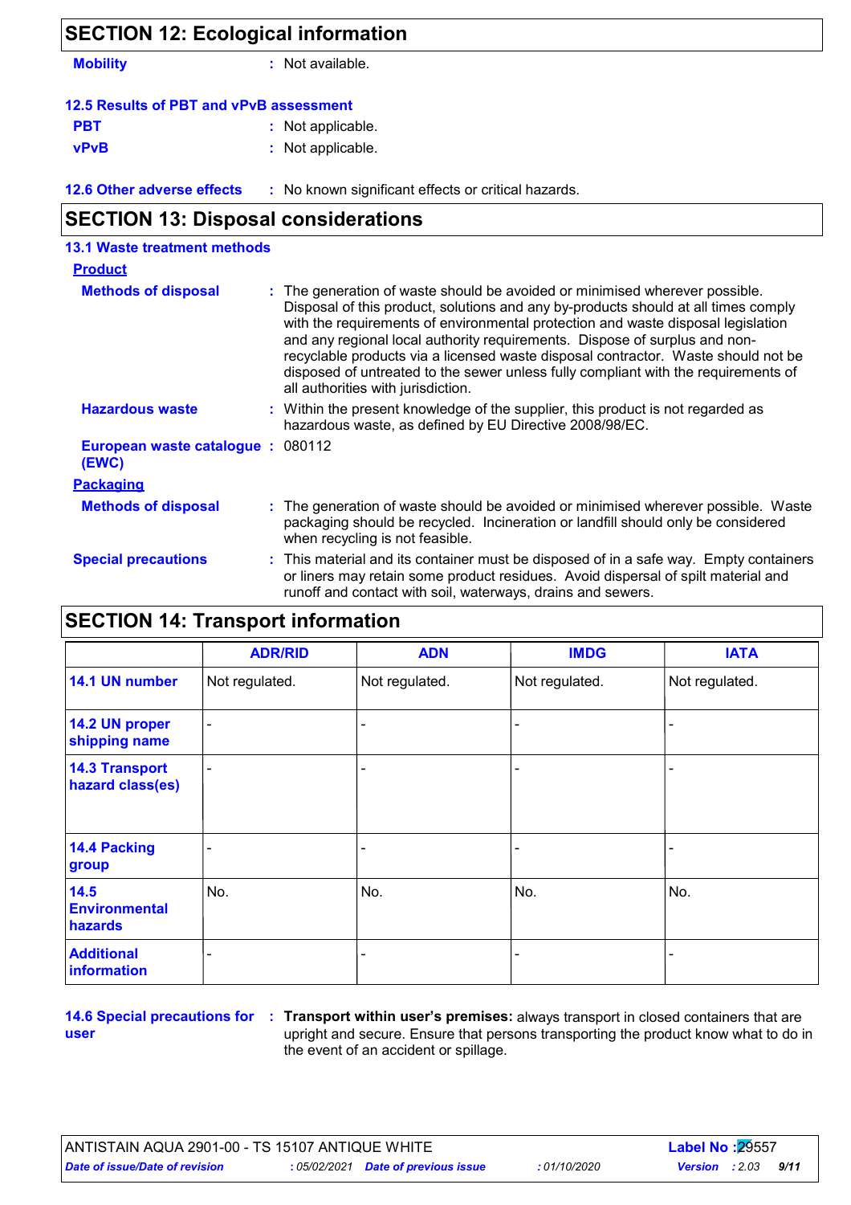## SECTION 12: Ecological information

**Mobility** : Not available.

### 12.5 Results of PBT and vPvB assessment

**PBT** : Not applicable.

**vPvB** : Not applicable.

**12.6 Other adverse effects** : No known significant effects or critical hazards.

## SECTION 13: Disposal considerations

### 13.1 Waste treatment methods

**Product**

**Methods of disposal** : The generation of waste should be avoided or minimised wherever possible. Disposal of this product, solutions and any by-products should at all times comply with the requirements of environmental protection and waste disposal legislation and any regional local authority requirements. Dispose of surplus and non-recyclable products via a licensed waste disposal contractor. Waste should not be disposed of untreated to the sewer unless fully compliant with the requirements of all authorities with jurisdiction.

**Hazardous waste** : Within the present knowledge of the supplier, this product is not regarded as hazardous waste, as defined by EU Directive 2008/98/EC.

**European waste catalogue (EWC)** : 080112

**Packaging**

**Methods of disposal** : The generation of waste should be avoided or minimised wherever possible. Waste packaging should be recycled. Incineration or landfill should only be considered when recycling is not feasible.

**Special precautions** : This material and its container must be disposed of in a safe way. Empty containers or liners may retain some product residues. Avoid dispersal of spilt material and runoff and contact with soil, waterways, drains and sewers.

## SECTION 14: Transport information

| | ADR/RID | ADN | IMDG | IATA |
|---|---|---|---|---|
| **14.1 UN number** | Not regulated. | Not regulated. | Not regulated. | Not regulated. |
| **14.2 UN proper shipping name** | - | - | - | - |
| **14.3 Transport hazard class(es)** | - | - | - | - |
| **14.4 Packing group** | - | - | - | - |
| **14.5 Environmental hazards** | No. | No. | No. | No. |
| **Additional information** | - | - | - | - |

**14.6 Special precautions for user** : **Transport within user's premises:** always transport in closed containers that are upright and secure. Ensure that persons transporting the product know what to do in the event of an accident or spillage.

ANTISTAIN AQUA 2901-00 - TS 15107 ANTIQUE WHITE — **Label No** : 29557

*Date of issue/Date of revision* : 05/02/2021 *Date of previous issue* : 01/10/2020 *Version* : 2.03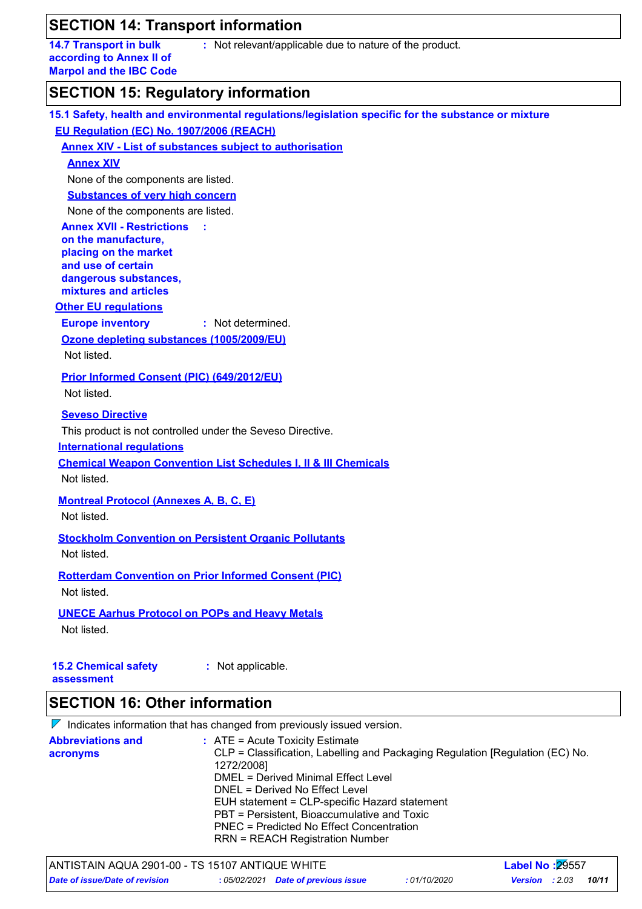## SECTION 14: Transport information

**14.7 Transport in bulk according to Annex II of Marpol and the IBC Code** : Not relevant/applicable due to nature of the product.

## SECTION 15: Regulatory information

**15.1 Safety, health and environmental regulations/legislation specific for the substance or mixture**

**EU Regulation (EC) No. 1907/2006 (REACH)**

**Annex XIV - List of substances subject to authorisation**

**Annex XIV**

None of the components are listed.

**Substances of very high concern**

None of the components are listed.

**Annex XVII - Restrictions on the manufacture, placing on the market and use of certain dangerous substances, mixtures and articles** :

**Other EU regulations**

**Europe inventory** : Not determined.

**Ozone depleting substances (1005/2009/EU)**

Not listed.

**Prior Informed Consent (PIC) (649/2012/EU)**

Not listed.

**Seveso Directive**

This product is not controlled under the Seveso Directive.

**International regulations**

**Chemical Weapon Convention List Schedules I, II & III Chemicals**

Not listed.

**Montreal Protocol (Annexes A, B, C, E)**

Not listed.

**Stockholm Convention on Persistent Organic Pollutants**

Not listed.

**Rotterdam Convention on Prior Informed Consent (PIC)**

Not listed.

**UNECE Aarhus Protocol on POPs and Heavy Metals**

Not listed.

**15.2 Chemical safety assessment** : Not applicable.

## SECTION 16: Other information

Indicates information that has changed from previously issued version.

**Abbreviations and acronyms** : ATE = Acute Toxicity Estimate
CLP = Classification, Labelling and Packaging Regulation [Regulation (EC) No. 1272/2008]
DMEL = Derived Minimal Effect Level
DNEL = Derived No Effect Level
EUH statement = CLP-specific Hazard statement
PBT = Persistent, Bioaccumulative and Toxic
PNEC = Predicted No Effect Concentration
RRN = REACH Registration Number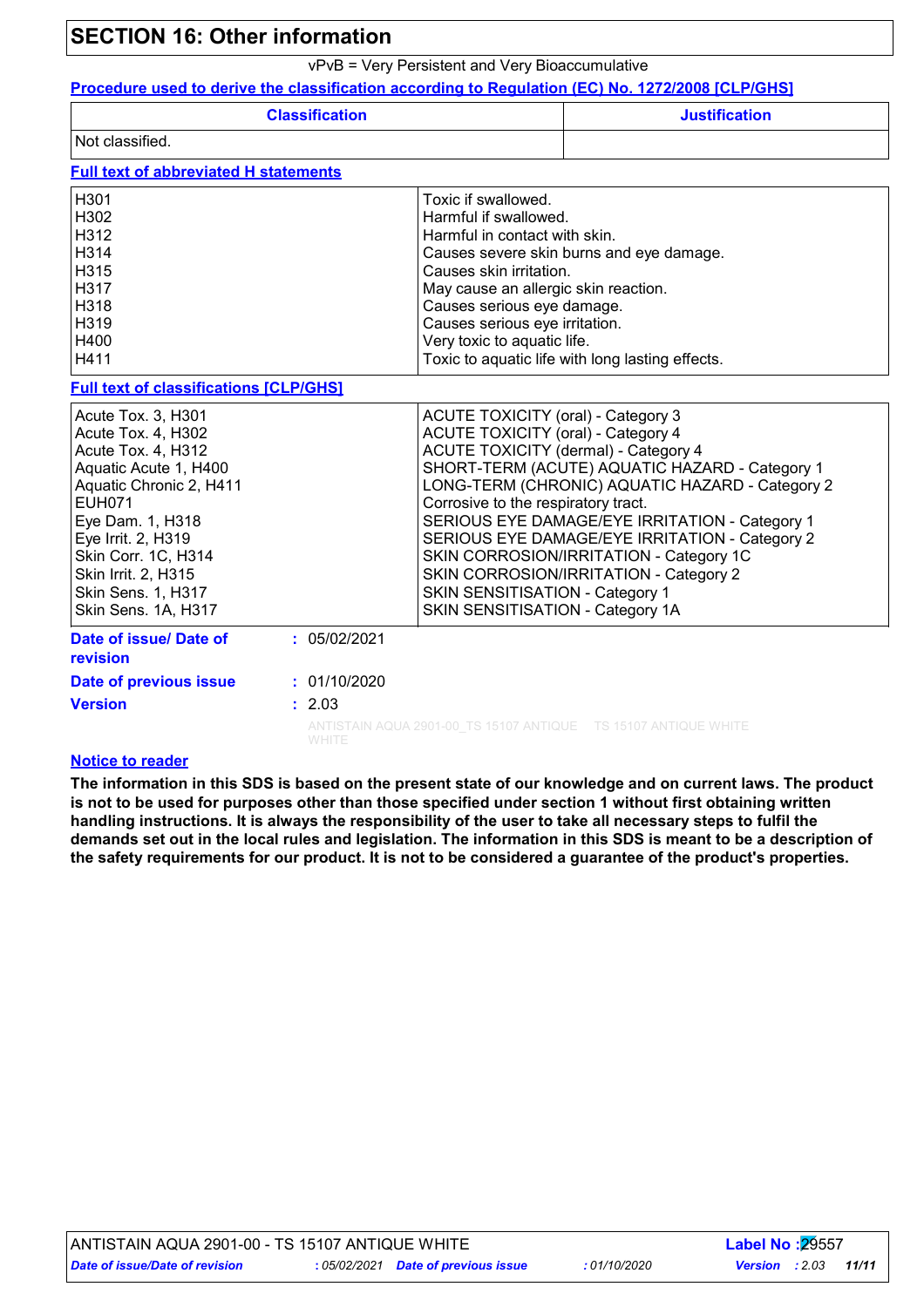## SECTION 16: Other information

vPvB = Very Persistent and Very Bioaccumulative

**Procedure used to derive the classification according to Regulation (EC) No. 1272/2008 [CLP/GHS]**

| Classification | Justification |
|---|---|
| Not classified. | |

**Full text of abbreviated H statements**

| | |
|---|---|
| H301 | Toxic if swallowed. |
| H302 | Harmful if swallowed. |
| H312 | Harmful in contact with skin. |
| H314 | Causes severe skin burns and eye damage. |
| H315 | Causes skin irritation. |
| H317 | May cause an allergic skin reaction. |
| H318 | Causes serious eye damage. |
| H319 | Causes serious eye irritation. |
| H400 | Very toxic to aquatic life. |
| H411 | Toxic to aquatic life with long lasting effects. |

**Full text of classifications [CLP/GHS]**

| | |
|---|---|
| Acute Tox. 3, H301 | ACUTE TOXICITY (oral) - Category 3 |
| Acute Tox. 4, H302 | ACUTE TOXICITY (oral) - Category 4 |
| Acute Tox. 4, H312 | ACUTE TOXICITY (dermal) - Category 4 |
| Aquatic Acute 1, H400 | SHORT-TERM (ACUTE) AQUATIC HAZARD - Category 1 |
| Aquatic Chronic 2, H411 | LONG-TERM (CHRONIC) AQUATIC HAZARD - Category 2 |
| EUH071 | Corrosive to the respiratory tract. |
| Eye Dam. 1, H318 | SERIOUS EYE DAMAGE/EYE IRRITATION - Category 1 |
| Eye Irrit. 2, H319 | SERIOUS EYE DAMAGE/EYE IRRITATION - Category 2 |
| Skin Corr. 1C, H314 | SKIN CORROSION/IRRITATION - Category 1C |
| Skin Irrit. 2, H315 | SKIN CORROSION/IRRITATION - Category 2 |
| Skin Sens. 1, H317 | SKIN SENSITISATION - Category 1 |
| Skin Sens. 1A, H317 | SKIN SENSITISATION - Category 1A |

**Date of issue/ Date of revision** : 05/02/2021

**Date of previous issue** : 01/10/2020

**Version** : 2.03

ANTISTAIN AQUA 2901-00_TS 15107 ANTIQUE WHITE TS 15107 ANTIQUE WHITE

**Notice to reader**

**The information in this SDS is based on the present state of our knowledge and on current laws. The product is not to be used for purposes other than those specified under section 1 without first obtaining written handling instructions. It is always the responsibility of the user to take all necessary steps to fulfil the demands set out in the local rules and legislation. The information in this SDS is meant to be a description of the safety requirements for our product. It is not to be considered a guarantee of the product's properties.**